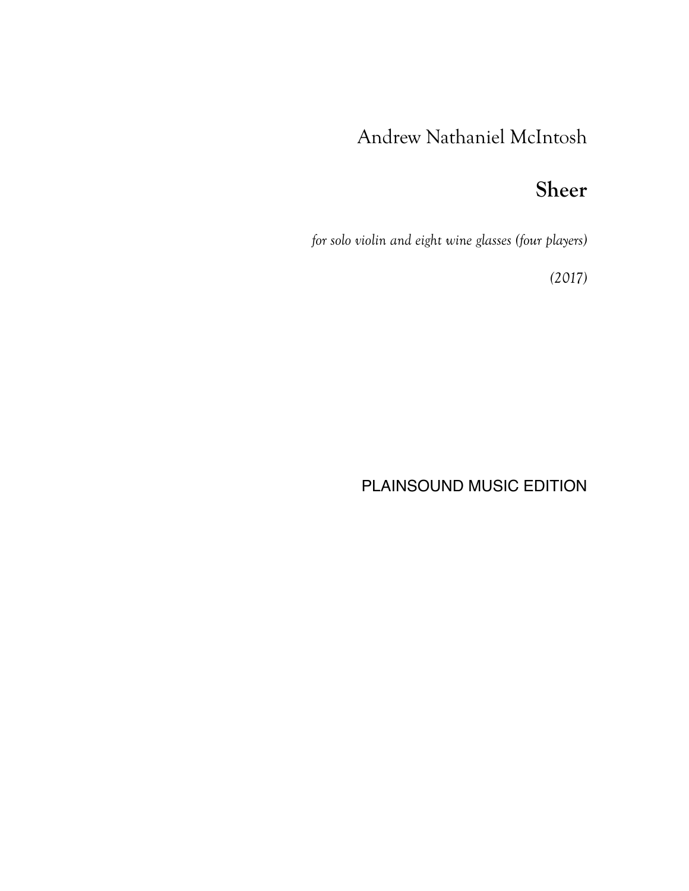Andrew Nathaniel McIntosh

# Sheer

*for solo violin and eight wine glasses (four players)*

*(2017)*

PLAINSOUND MUSIC EDITION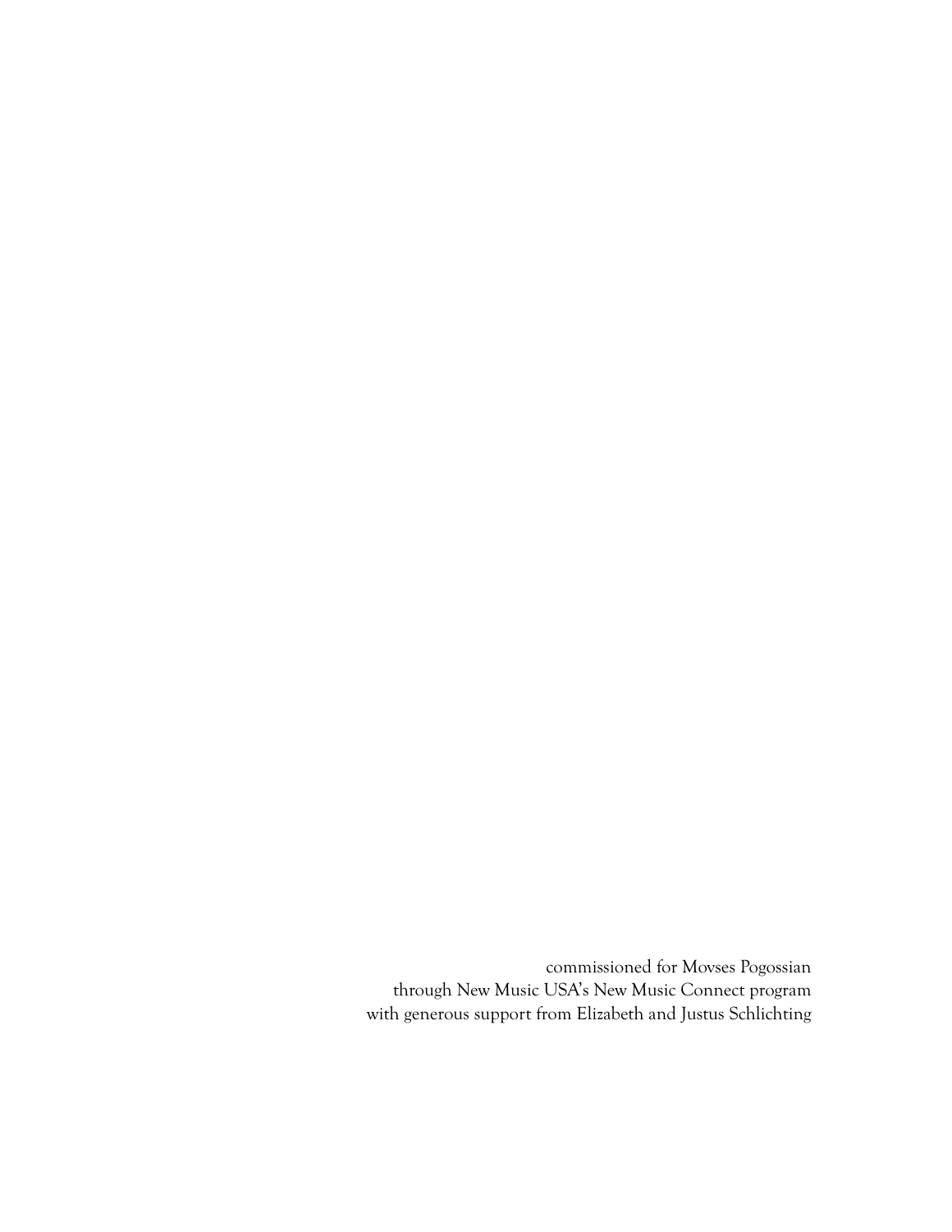commissioned for Movses Pogossian
through New Music USA's New Music Connect program
with generous support from Elizabeth and Justus Schlichting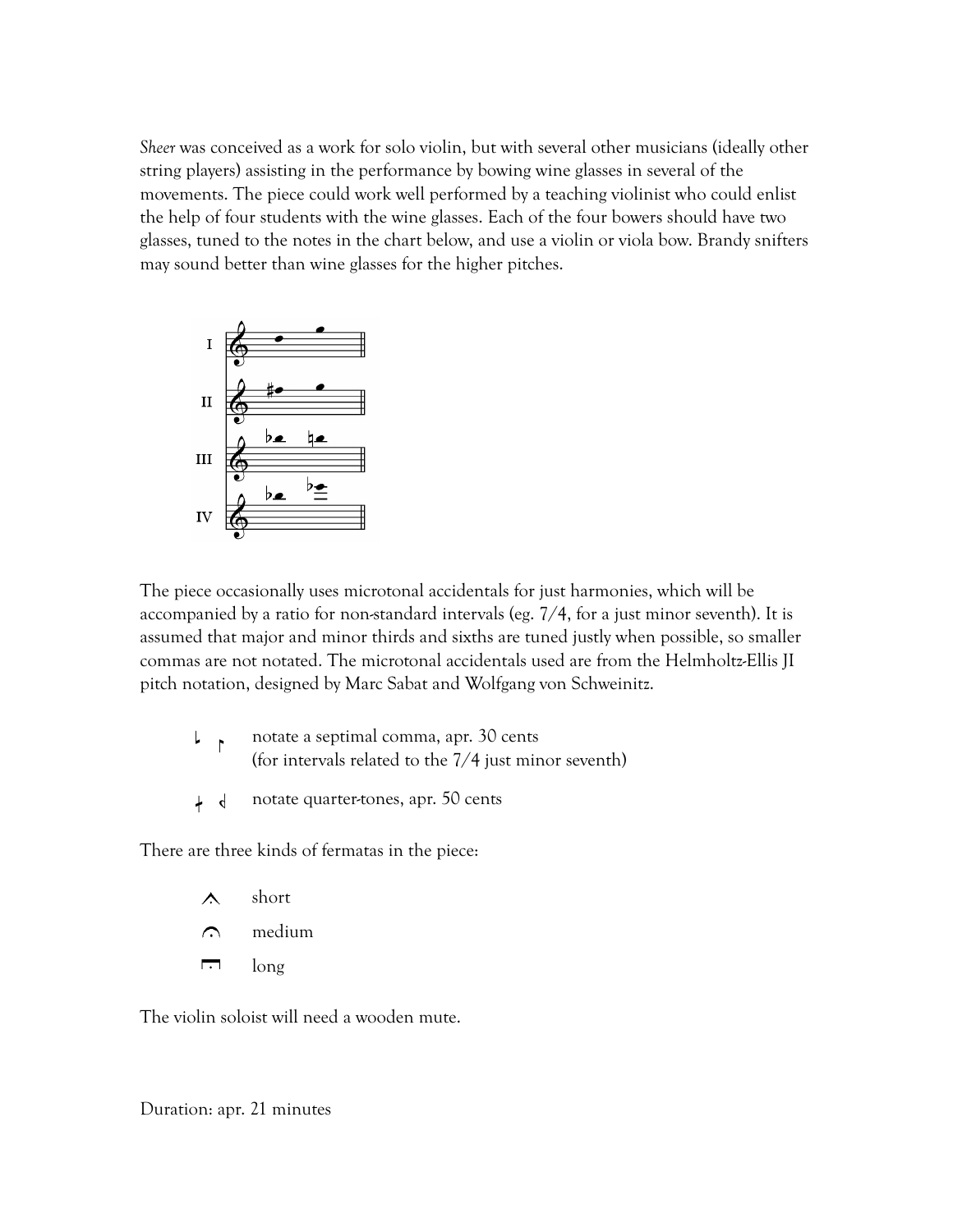*Sheer* was conceived as a work for solo violin, but with several other musicians (ideally other string players) assisting in the performance by bowing wine glasses in several of the movements. The piece could work well performed by a teaching violinist who could enlist the help of four students with the wine glasses. Each of the four bowers should have two glasses, tuned to the notes in the chart below, and use a violin or viola bow. Brandy snifters may sound better than wine glasses for the higher pitches.

The piece occasionally uses microtonal accidentals for just harmonies, which will be accompanied by a ratio for non-standard intervals (eg. 7/4, for a just minor seventh). It is assumed that major and minor thirds and sixths are tuned justly when possible, so smaller commas are not notated. The microtonal accidentals used are from the Helmholtz-Ellis JI pitch notation, designed by Marc Sabat and Wolfgang von Schweinitz.

- notate a septimal comma, apr. 30 cents (for intervals related to the 7/4 just minor seventh)
- notate quarter-tones, apr. 50 cents

There are three kinds of fermatas in the piece:

- short
- medium
- long

The violin soloist will need a wooden mute.

Duration: apr. 21 minutes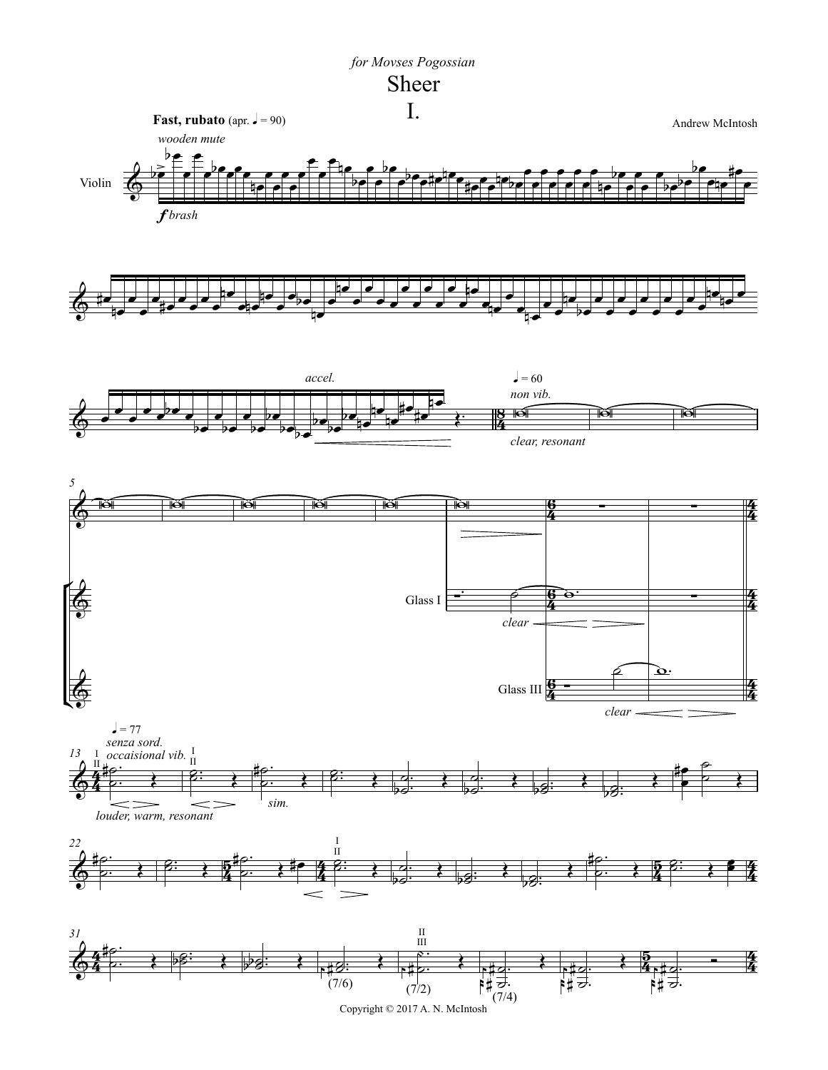*for Movses Pogossian*

# Sheer

## I.

Andrew McIntosh

**Fast, rubato** (apr. ♩ = 90)

Copyright © 2017 A. N. McIntosh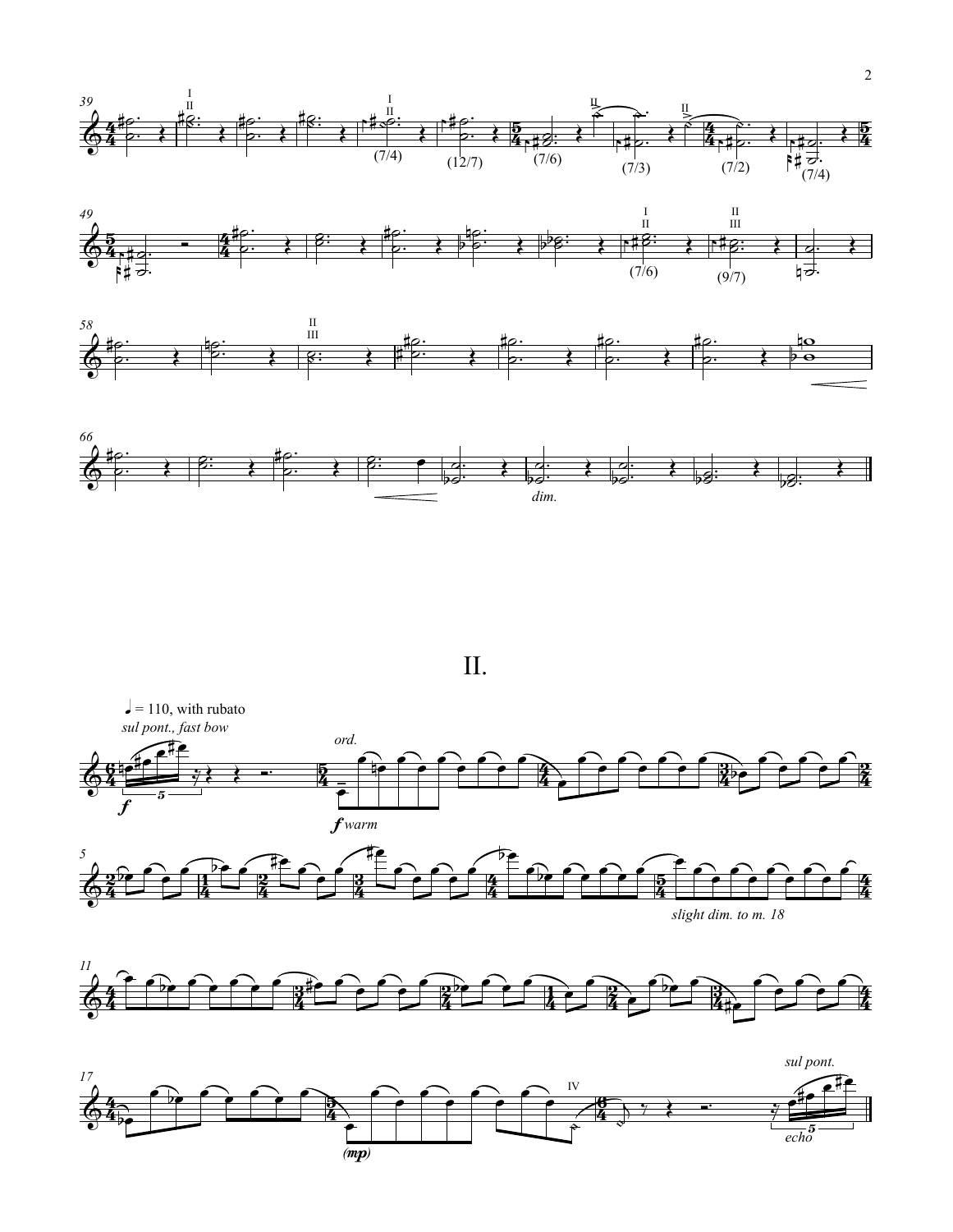## II.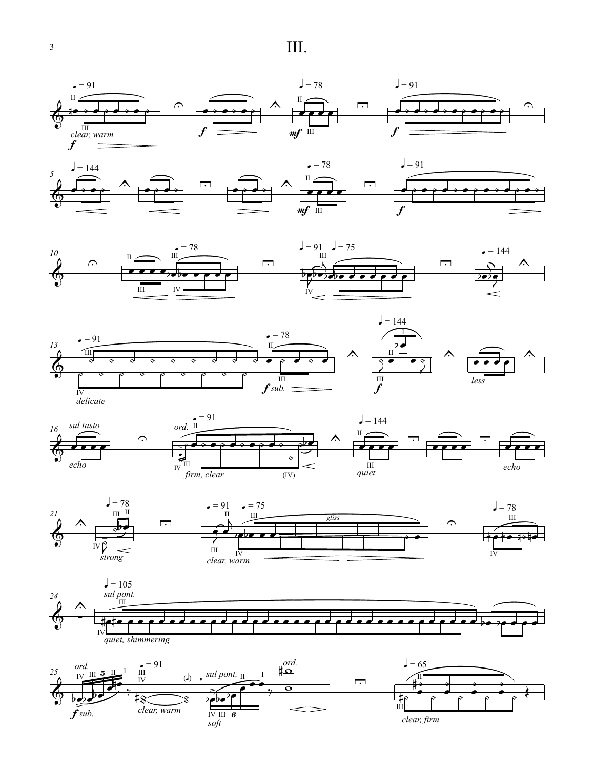# III.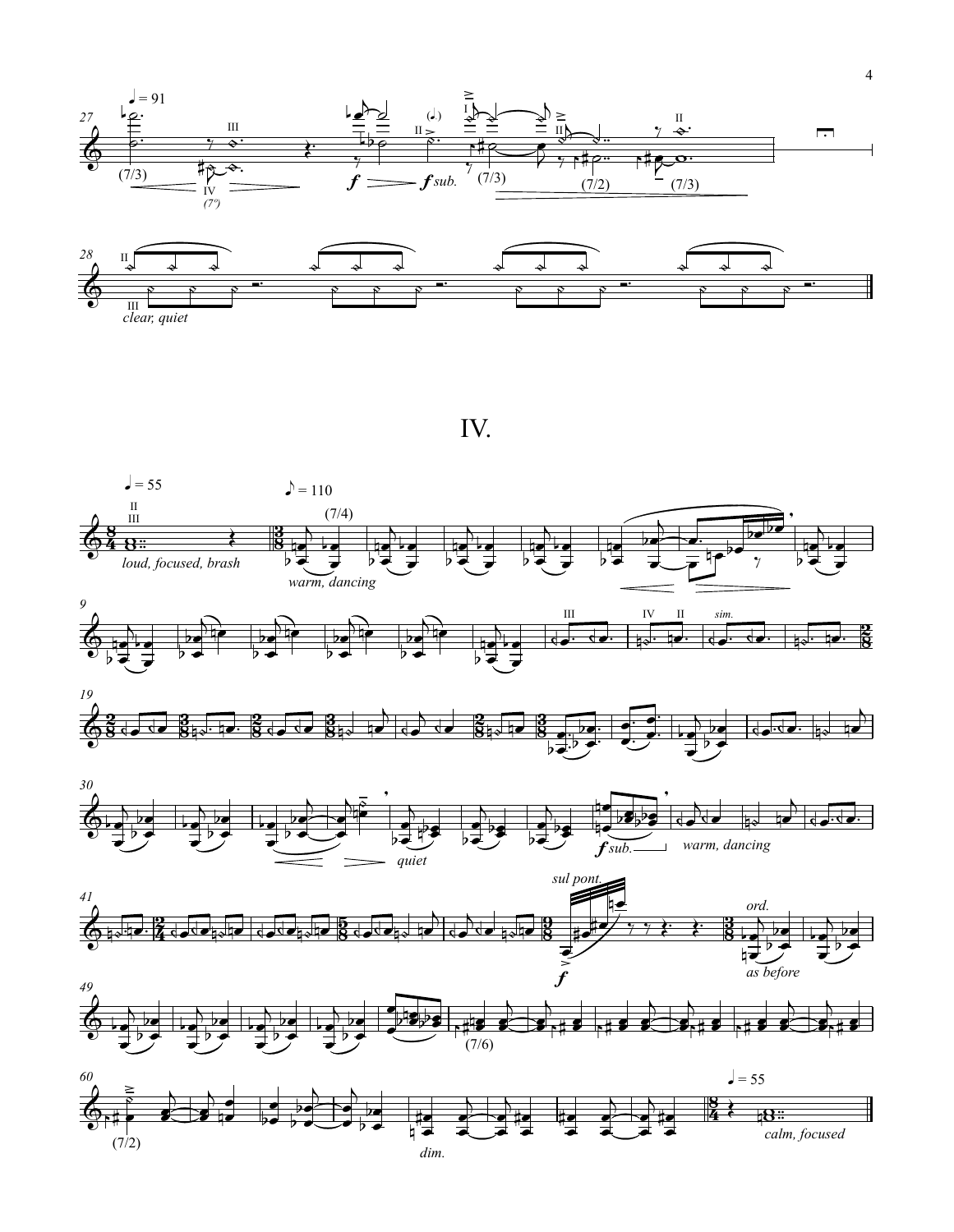# IV.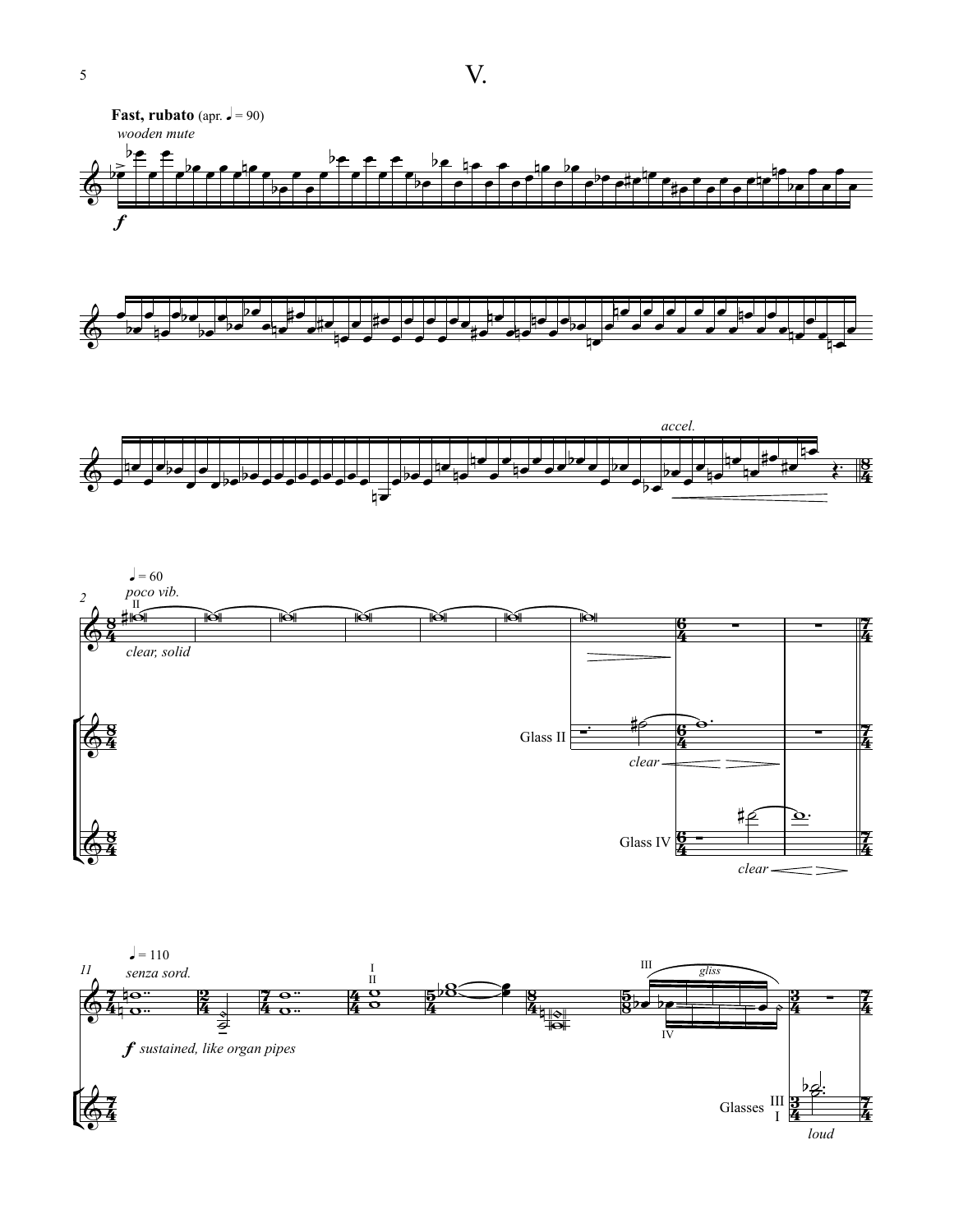# V.

**Fast, rubato** (apr. ♩ = 90)

*wooden mute*

*f*

*accel.*

♩ = 60

*poco vib.*

II

*clear, solid*

Glass II

*clear*

Glass IV

*clear*

♩ = 110

*senza sord.*

*f sustained, like organ pipes*

I
II

III

*gliss*

IV

Glasses III
I

*loud*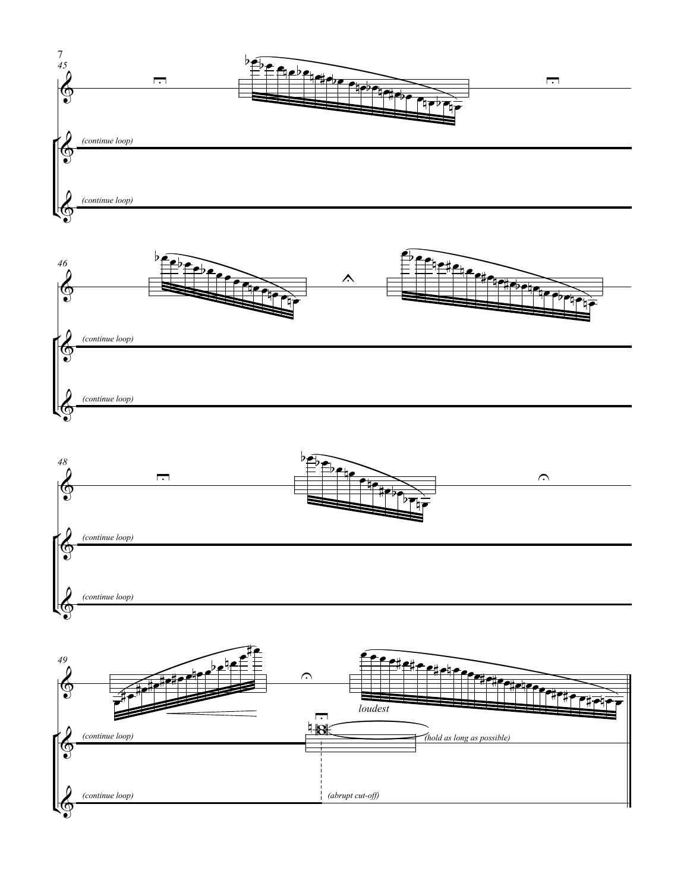45

*(continue loop)*

*(continue loop)*

46

*(continue loop)*

*(continue loop)*

48

*(continue loop)*

*(continue loop)*

49

*loudest*

*(continue loop)*

*(hold as long as possible)*

*(continue loop)*

*(abrupt cut-off)*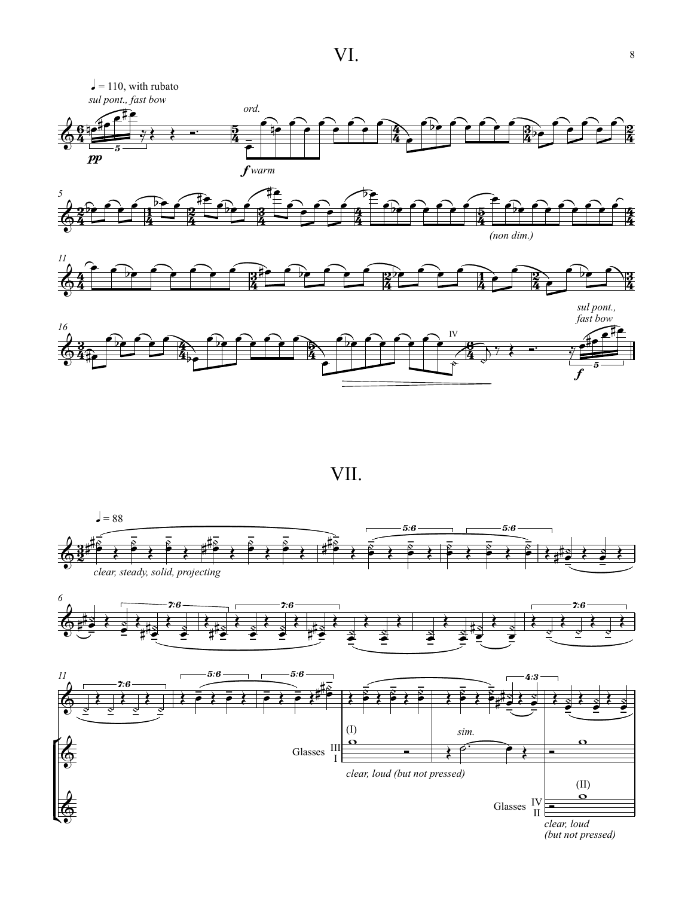# VI.

♩ = 110, with rubato

*sul pont., fast bow*

*pp*

*ord.*

*f warm*

*(non dim.)*

IV

*sul pont., fast bow*

*f*

# VII.

♩ = 88

*clear, steady, solid, projecting*

(I)

Glasses III I

*sim.*

*clear, loud (but not pressed)*

(II)

Glasses IV II

*clear, loud (but not pressed)*